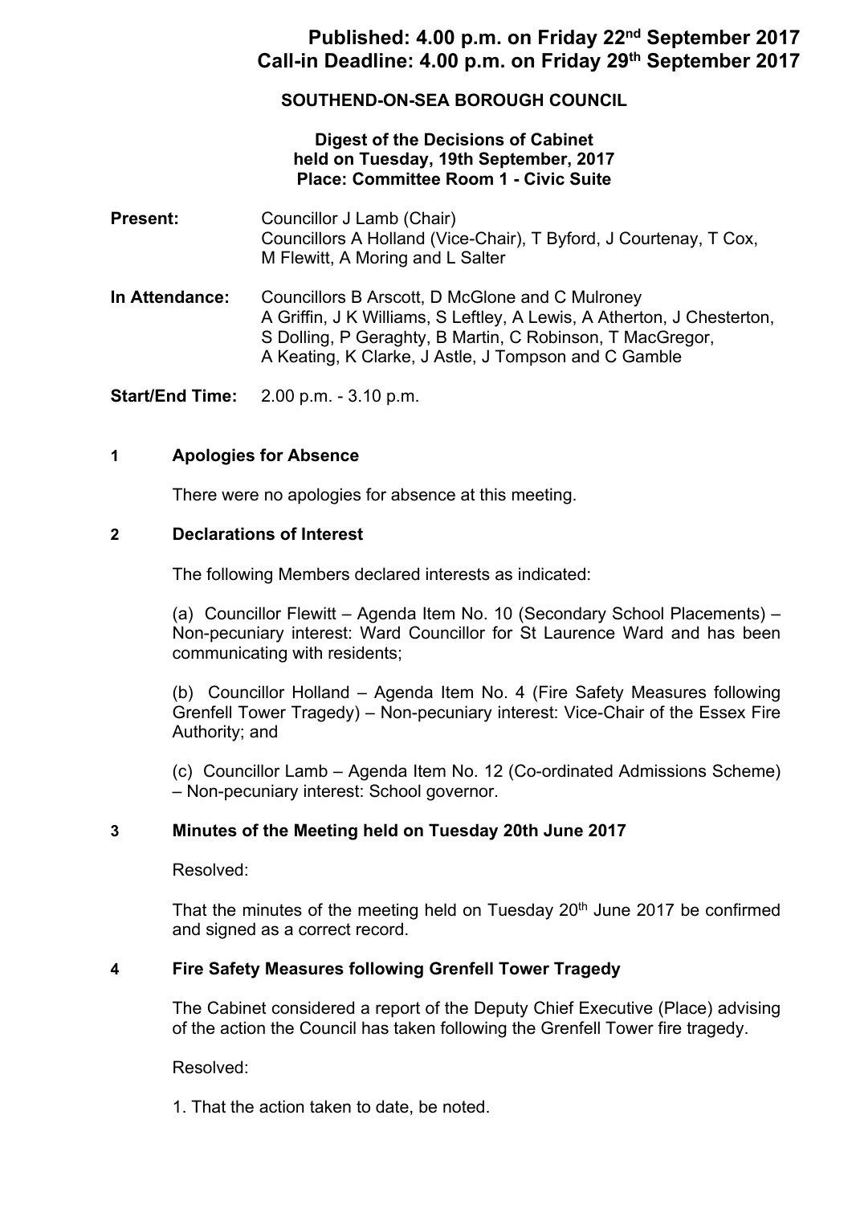**Published: 4.00 p.m. on Friday 22nd September 2017**
**Call-in Deadline: 4.00 p.m. on Friday 29th September 2017**

# SOUTHEND-ON-SEA BOROUGH COUNCIL

## Digest of the Decisions of Cabinet held on Tuesday, 19th September, 2017 Place: Committee Room 1 - Civic Suite

**Present:** Councillor J Lamb (Chair)
Councillors A Holland (Vice-Chair), T Byford, J Courtenay, T Cox, M Flewitt, A Moring and L Salter

**In Attendance:** Councillors B Arscott, D McGlone and C Mulroney
A Griffin, J K Williams, S Leftley, A Lewis, A Atherton, J Chesterton, S Dolling, P Geraghty, B Martin, C Robinson, T MacGregor, A Keating, K Clarke, J Astle, J Tompson and C Gamble

**Start/End Time:** 2.00 p.m. - 3.10 p.m.

### 1 Apologies for Absence

There were no apologies for absence at this meeting.

### 2 Declarations of Interest

The following Members declared interests as indicated:

(a) Councillor Flewitt – Agenda Item No. 10 (Secondary School Placements) – Non-pecuniary interest: Ward Councillor for St Laurence Ward and has been communicating with residents;

(b) Councillor Holland – Agenda Item No. 4 (Fire Safety Measures following Grenfell Tower Tragedy) – Non-pecuniary interest: Vice-Chair of the Essex Fire Authority; and

(c) Councillor Lamb – Agenda Item No. 12 (Co-ordinated Admissions Scheme) – Non-pecuniary interest: School governor.

### 3 Minutes of the Meeting held on Tuesday 20th June 2017

Resolved:

That the minutes of the meeting held on Tuesday 20th June 2017 be confirmed and signed as a correct record.

### 4 Fire Safety Measures following Grenfell Tower Tragedy

The Cabinet considered a report of the Deputy Chief Executive (Place) advising of the action the Council has taken following the Grenfell Tower fire tragedy.

Resolved:

1. That the action taken to date, be noted.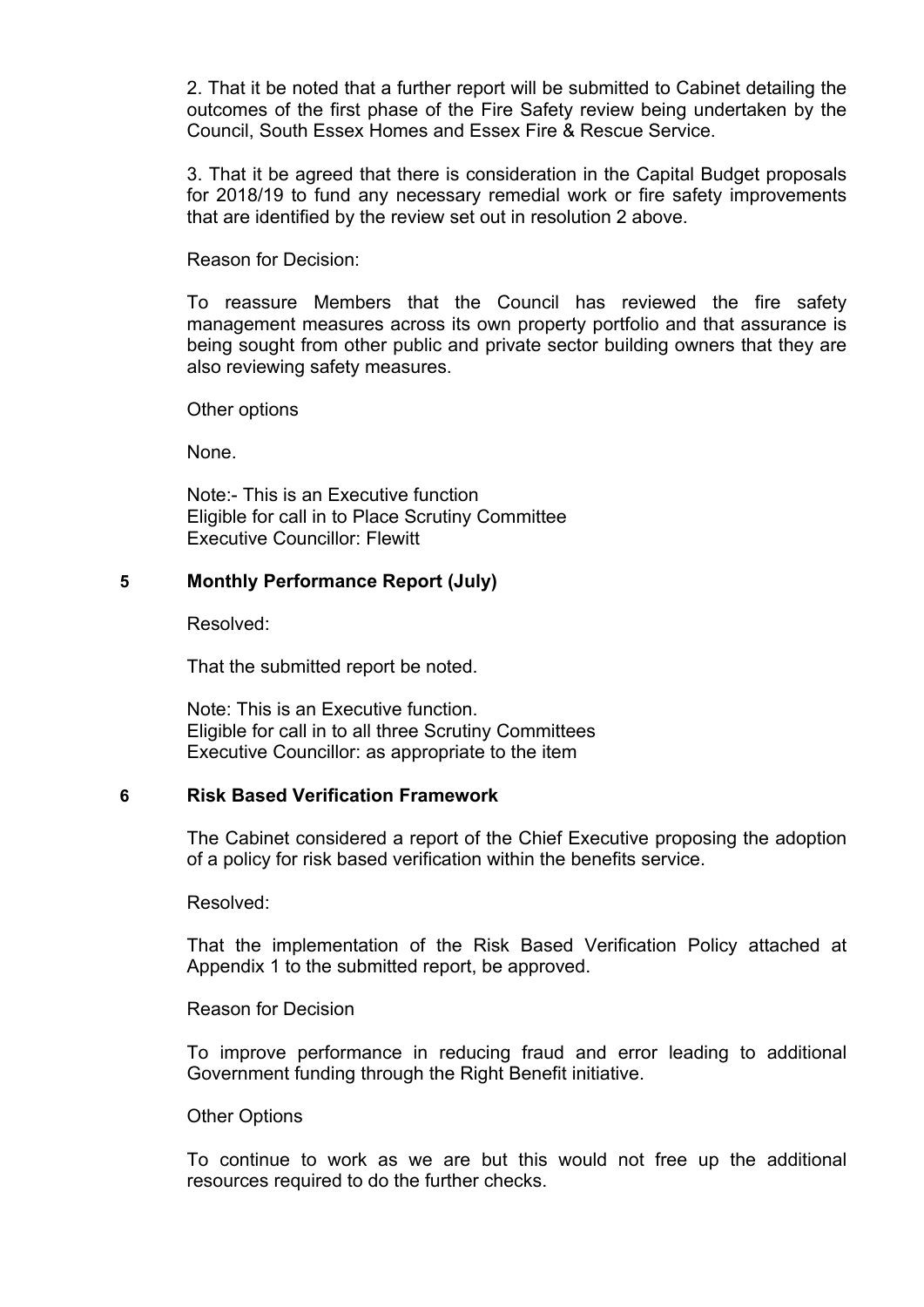2. That it be noted that a further report will be submitted to Cabinet detailing the outcomes of the first phase of the Fire Safety review being undertaken by the Council, South Essex Homes and Essex Fire & Rescue Service.

3. That it be agreed that there is consideration in the Capital Budget proposals for 2018/19 to fund any necessary remedial work or fire safety improvements that are identified by the review set out in resolution 2 above.

Reason for Decision:

To reassure Members that the Council has reviewed the fire safety management measures across its own property portfolio and that assurance is being sought from other public and private sector building owners that they are also reviewing safety measures.

Other options

None.

Note:- This is an Executive function
Eligible for call in to Place Scrutiny Committee
Executive Councillor: Flewitt

## 5 Monthly Performance Report (July)

Resolved:

That the submitted report be noted.

Note: This is an Executive function.
Eligible for call in to all three Scrutiny Committees
Executive Councillor: as appropriate to the item

## 6 Risk Based Verification Framework

The Cabinet considered a report of the Chief Executive proposing the adoption of a policy for risk based verification within the benefits service.

Resolved:

That the implementation of the Risk Based Verification Policy attached at Appendix 1 to the submitted report, be approved.

Reason for Decision

To improve performance in reducing fraud and error leading to additional Government funding through the Right Benefit initiative.

Other Options

To continue to work as we are but this would not free up the additional resources required to do the further checks.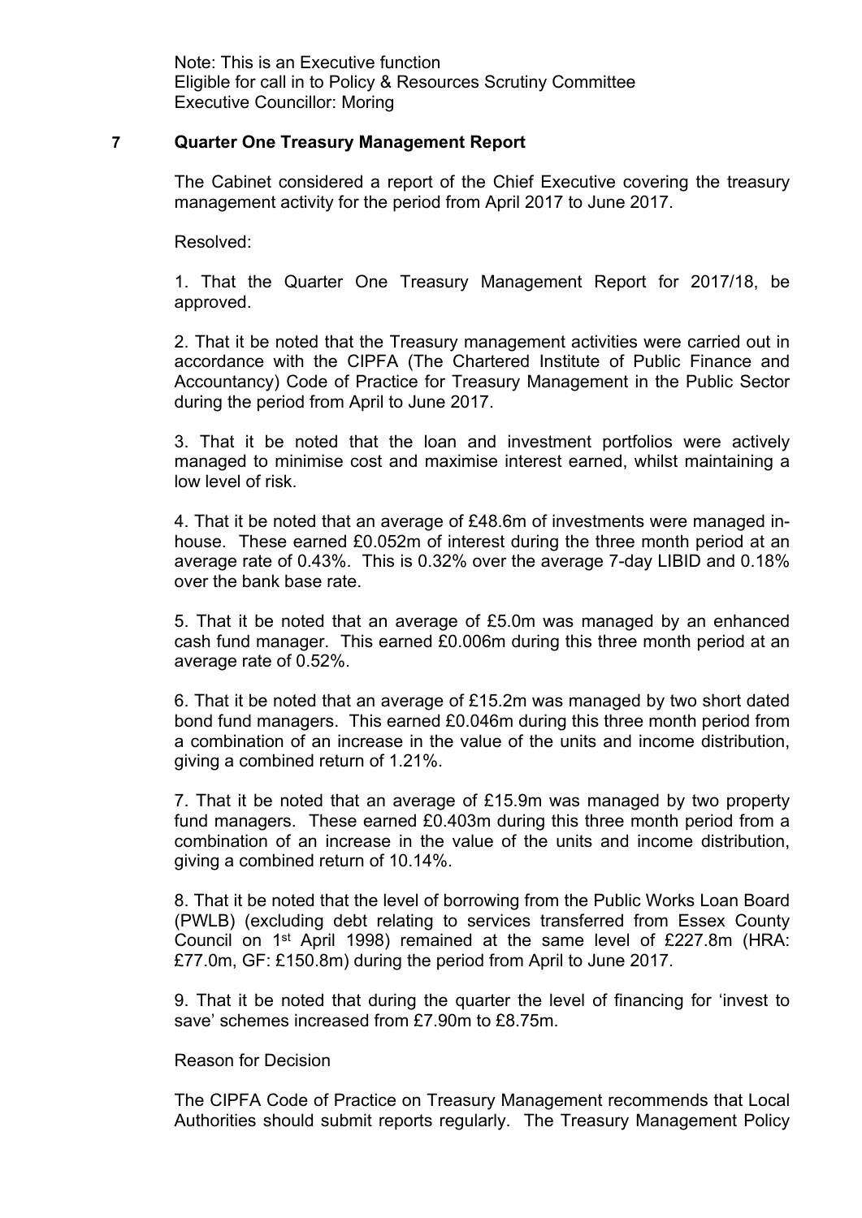Note: This is an Executive function
Eligible for call in to Policy & Resources Scrutiny Committee
Executive Councillor: Moring

## 7 Quarter One Treasury Management Report

The Cabinet considered a report of the Chief Executive covering the treasury management activity for the period from April 2017 to June 2017.

Resolved:

1. That the Quarter One Treasury Management Report for 2017/18, be approved.

2. That it be noted that the Treasury management activities were carried out in accordance with the CIPFA (The Chartered Institute of Public Finance and Accountancy) Code of Practice for Treasury Management in the Public Sector during the period from April to June 2017.

3. That it be noted that the loan and investment portfolios were actively managed to minimise cost and maximise interest earned, whilst maintaining a low level of risk.

4. That it be noted that an average of £48.6m of investments were managed in-house. These earned £0.052m of interest during the three month period at an average rate of 0.43%. This is 0.32% over the average 7-day LIBID and 0.18% over the bank base rate.

5. That it be noted that an average of £5.0m was managed by an enhanced cash fund manager. This earned £0.006m during this three month period at an average rate of 0.52%.

6. That it be noted that an average of £15.2m was managed by two short dated bond fund managers. This earned £0.046m during this three month period from a combination of an increase in the value of the units and income distribution, giving a combined return of 1.21%.

7. That it be noted that an average of £15.9m was managed by two property fund managers. These earned £0.403m during this three month period from a combination of an increase in the value of the units and income distribution, giving a combined return of 10.14%.

8. That it be noted that the level of borrowing from the Public Works Loan Board (PWLB) (excluding debt relating to services transferred from Essex County Council on 1st April 1998) remained at the same level of £227.8m (HRA: £77.0m, GF: £150.8m) during the period from April to June 2017.

9. That it be noted that during the quarter the level of financing for 'invest to save' schemes increased from £7.90m to £8.75m.

Reason for Decision

The CIPFA Code of Practice on Treasury Management recommends that Local Authorities should submit reports regularly. The Treasury Management Policy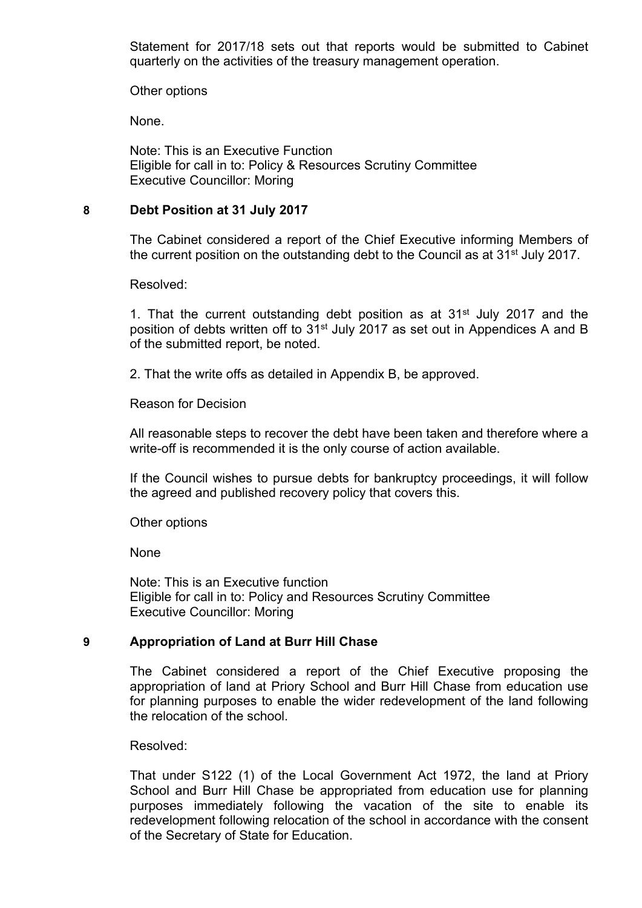Statement for 2017/18 sets out that reports would be submitted to Cabinet quarterly on the activities of the treasury management operation.

Other options

None.

Note: This is an Executive Function
Eligible for call in to: Policy & Resources Scrutiny Committee
Executive Councillor: Moring

## 8 Debt Position at 31 July 2017

The Cabinet considered a report of the Chief Executive informing Members of the current position on the outstanding debt to the Council as at 31st July 2017.

Resolved:

1. That the current outstanding debt position as at 31st July 2017 and the position of debts written off to 31st July 2017 as set out in Appendices A and B of the submitted report, be noted.

2. That the write offs as detailed in Appendix B, be approved.

Reason for Decision

All reasonable steps to recover the debt have been taken and therefore where a write-off is recommended it is the only course of action available.

If the Council wishes to pursue debts for bankruptcy proceedings, it will follow the agreed and published recovery policy that covers this.

Other options

None

Note: This is an Executive function
Eligible for call in to: Policy and Resources Scrutiny Committee
Executive Councillor: Moring

## 9 Appropriation of Land at Burr Hill Chase

The Cabinet considered a report of the Chief Executive proposing the appropriation of land at Priory School and Burr Hill Chase from education use for planning purposes to enable the wider redevelopment of the land following the relocation of the school.

Resolved:

That under S122 (1) of the Local Government Act 1972, the land at Priory School and Burr Hill Chase be appropriated from education use for planning purposes immediately following the vacation of the site to enable its redevelopment following relocation of the school in accordance with the consent of the Secretary of State for Education.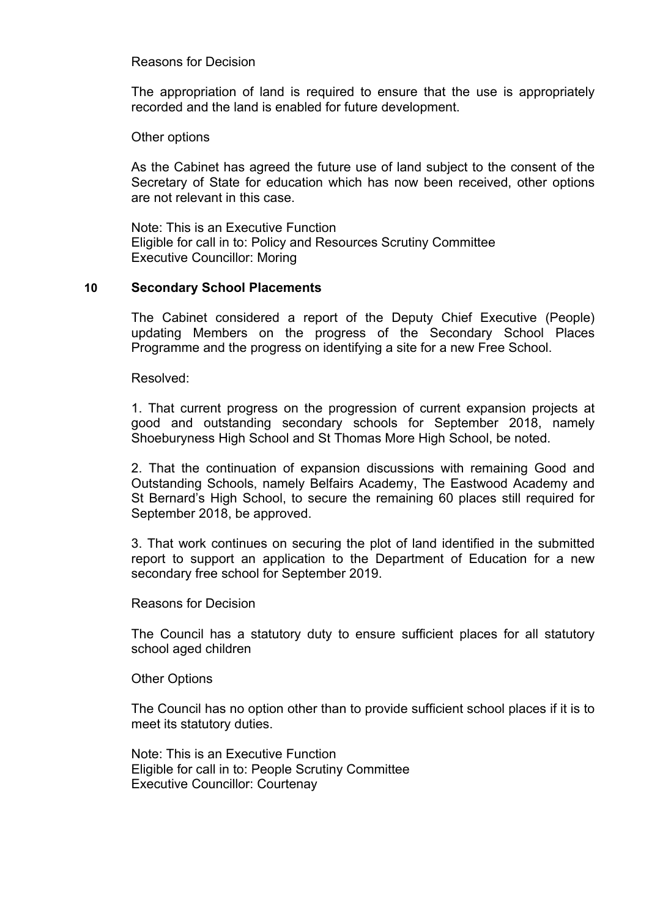Reasons for Decision

The appropriation of land is required to ensure that the use is appropriately recorded and the land is enabled for future development.

Other options

As the Cabinet has agreed the future use of land subject to the consent of the Secretary of State for education which has now been received, other options are not relevant in this case.

Note: This is an Executive Function
Eligible for call in to: Policy and Resources Scrutiny Committee
Executive Councillor: Moring

## 10 Secondary School Placements

The Cabinet considered a report of the Deputy Chief Executive (People) updating Members on the progress of the Secondary School Places Programme and the progress on identifying a site for a new Free School.

Resolved:

1. That current progress on the progression of current expansion projects at good and outstanding secondary schools for September 2018, namely Shoeburyness High School and St Thomas More High School, be noted.

2. That the continuation of expansion discussions with remaining Good and Outstanding Schools, namely Belfairs Academy, The Eastwood Academy and St Bernard's High School, to secure the remaining 60 places still required for September 2018, be approved.

3. That work continues on securing the plot of land identified in the submitted report to support an application to the Department of Education for a new secondary free school for September 2019.

Reasons for Decision

The Council has a statutory duty to ensure sufficient places for all statutory school aged children

Other Options

The Council has no option other than to provide sufficient school places if it is to meet its statutory duties.

Note: This is an Executive Function
Eligible for call in to: People Scrutiny Committee
Executive Councillor: Courtenay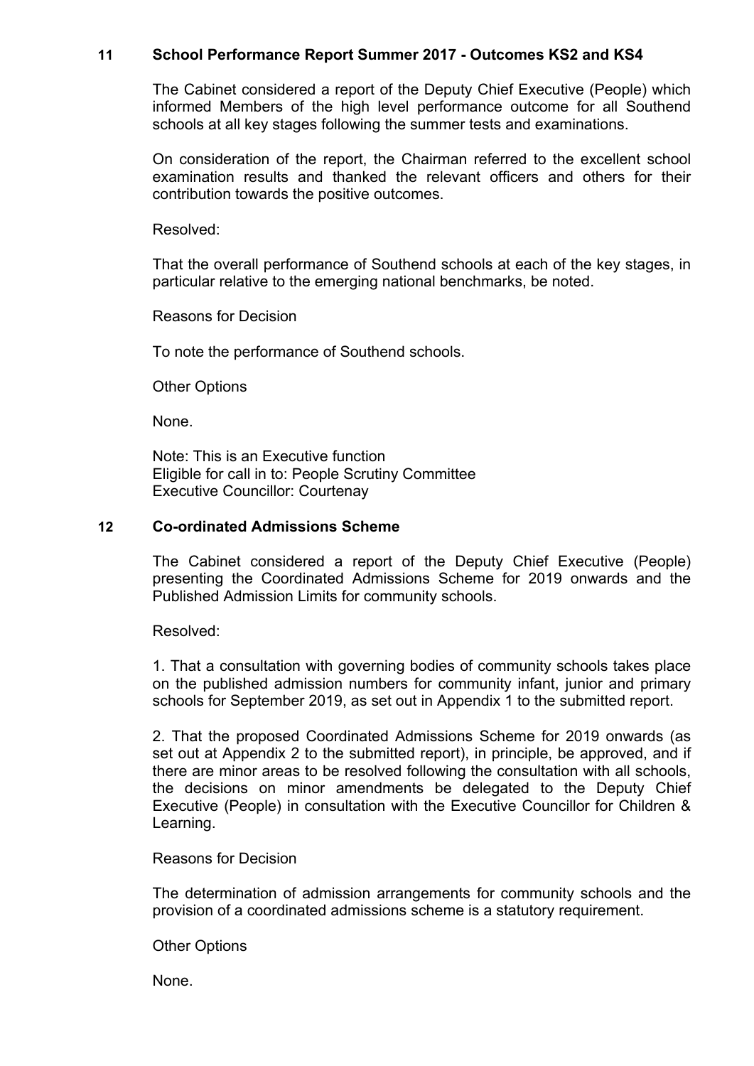## 11 School Performance Report Summer 2017 - Outcomes KS2 and KS4

The Cabinet considered a report of the Deputy Chief Executive (People) which informed Members of the high level performance outcome for all Southend schools at all key stages following the summer tests and examinations.

On consideration of the report, the Chairman referred to the excellent school examination results and thanked the relevant officers and others for their contribution towards the positive outcomes.

Resolved:

That the overall performance of Southend schools at each of the key stages, in particular relative to the emerging national benchmarks, be noted.

Reasons for Decision

To note the performance of Southend schools.

Other Options

None.

Note: This is an Executive function
Eligible for call in to: People Scrutiny Committee
Executive Councillor: Courtenay

## 12 Co-ordinated Admissions Scheme

The Cabinet considered a report of the Deputy Chief Executive (People) presenting the Coordinated Admissions Scheme for 2019 onwards and the Published Admission Limits for community schools.

Resolved:

1. That a consultation with governing bodies of community schools takes place on the published admission numbers for community infant, junior and primary schools for September 2019, as set out in Appendix 1 to the submitted report.

2. That the proposed Coordinated Admissions Scheme for 2019 onwards (as set out at Appendix 2 to the submitted report), in principle, be approved, and if there are minor areas to be resolved following the consultation with all schools, the decisions on minor amendments be delegated to the Deputy Chief Executive (People) in consultation with the Executive Councillor for Children & Learning.

Reasons for Decision

The determination of admission arrangements for community schools and the provision of a coordinated admissions scheme is a statutory requirement.

Other Options

None.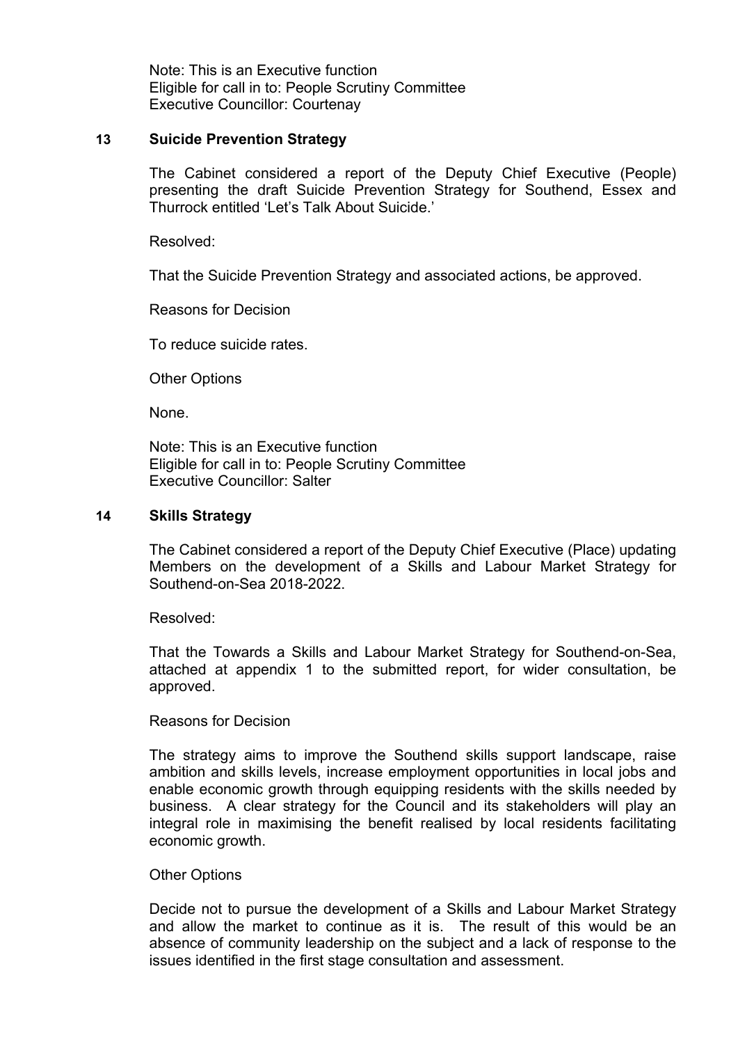Note: This is an Executive function
Eligible for call in to: People Scrutiny Committee
Executive Councillor: Courtenay

## 13 Suicide Prevention Strategy

The Cabinet considered a report of the Deputy Chief Executive (People) presenting the draft Suicide Prevention Strategy for Southend, Essex and Thurrock entitled 'Let's Talk About Suicide.'

Resolved:

That the Suicide Prevention Strategy and associated actions, be approved.

Reasons for Decision

To reduce suicide rates.

Other Options

None.

Note: This is an Executive function
Eligible for call in to: People Scrutiny Committee
Executive Councillor: Salter

## 14 Skills Strategy

The Cabinet considered a report of the Deputy Chief Executive (Place) updating Members on the development of a Skills and Labour Market Strategy for Southend-on-Sea 2018-2022.

Resolved:

That the Towards a Skills and Labour Market Strategy for Southend-on-Sea, attached at appendix 1 to the submitted report, for wider consultation, be approved.

Reasons for Decision

The strategy aims to improve the Southend skills support landscape, raise ambition and skills levels, increase employment opportunities in local jobs and enable economic growth through equipping residents with the skills needed by business. A clear strategy for the Council and its stakeholders will play an integral role in maximising the benefit realised by local residents facilitating economic growth.

Other Options

Decide not to pursue the development of a Skills and Labour Market Strategy and allow the market to continue as it is. The result of this would be an absence of community leadership on the subject and a lack of response to the issues identified in the first stage consultation and assessment.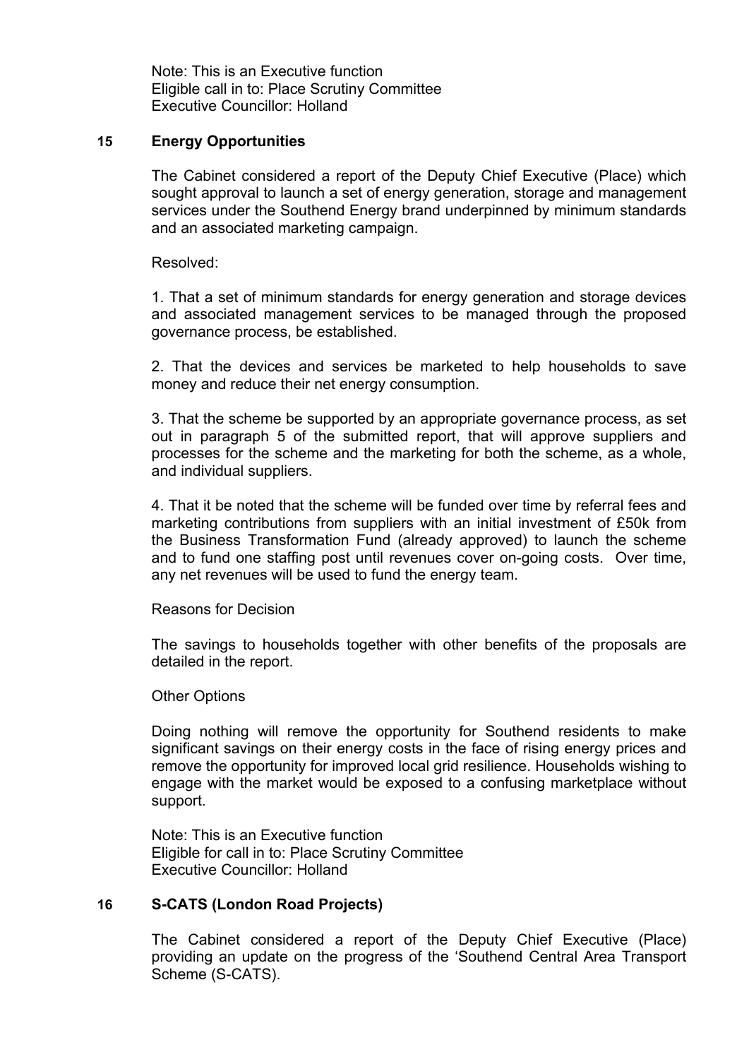Note: This is an Executive function
Eligible call in to: Place Scrutiny Committee
Executive Councillor: Holland

## 15 Energy Opportunities

The Cabinet considered a report of the Deputy Chief Executive (Place) which sought approval to launch a set of energy generation, storage and management services under the Southend Energy brand underpinned by minimum standards and an associated marketing campaign.

Resolved:

1. That a set of minimum standards for energy generation and storage devices and associated management services to be managed through the proposed governance process, be established.

2. That the devices and services be marketed to help households to save money and reduce their net energy consumption.

3. That the scheme be supported by an appropriate governance process, as set out in paragraph 5 of the submitted report, that will approve suppliers and processes for the scheme and the marketing for both the scheme, as a whole, and individual suppliers.

4. That it be noted that the scheme will be funded over time by referral fees and marketing contributions from suppliers with an initial investment of £50k from the Business Transformation Fund (already approved) to launch the scheme and to fund one staffing post until revenues cover on-going costs. Over time, any net revenues will be used to fund the energy team.

Reasons for Decision

The savings to households together with other benefits of the proposals are detailed in the report.

Other Options

Doing nothing will remove the opportunity for Southend residents to make significant savings on their energy costs in the face of rising energy prices and remove the opportunity for improved local grid resilience. Households wishing to engage with the market would be exposed to a confusing marketplace without support.

Note: This is an Executive function
Eligible for call in to: Place Scrutiny Committee
Executive Councillor: Holland

## 16 S-CATS (London Road Projects)

The Cabinet considered a report of the Deputy Chief Executive (Place) providing an update on the progress of the 'Southend Central Area Transport Scheme (S-CATS).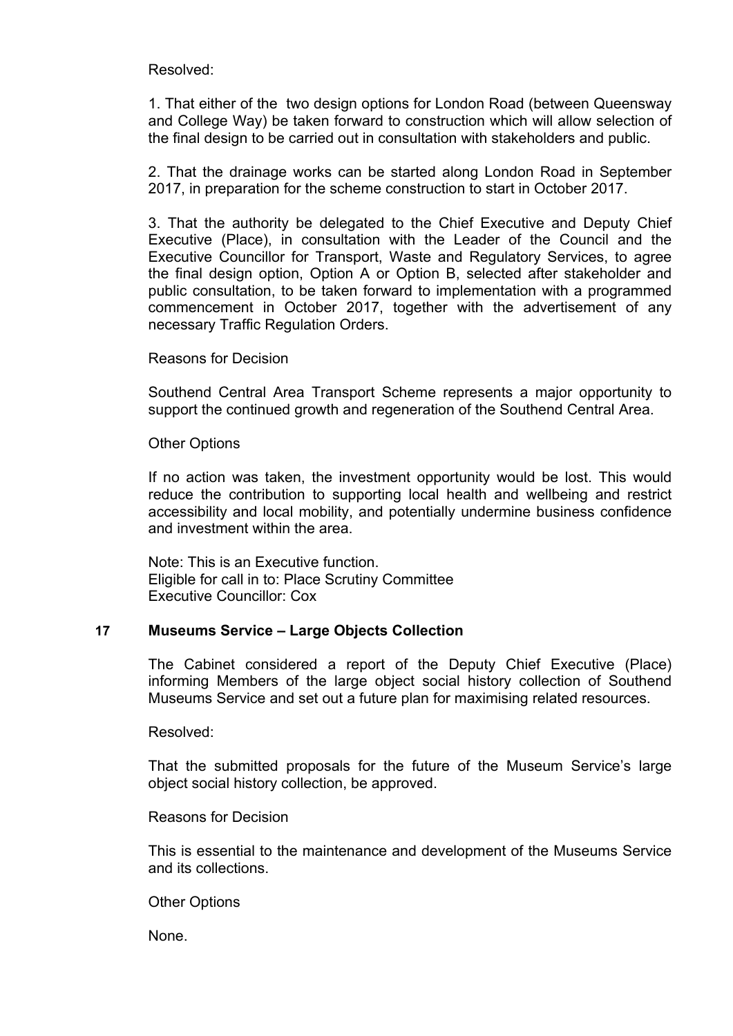Resolved:

1. That either of the two design options for London Road (between Queensway and College Way) be taken forward to construction which will allow selection of the final design to be carried out in consultation with stakeholders and public.

2. That the drainage works can be started along London Road in September 2017, in preparation for the scheme construction to start in October 2017.

3. That the authority be delegated to the Chief Executive and Deputy Chief Executive (Place), in consultation with the Leader of the Council and the Executive Councillor for Transport, Waste and Regulatory Services, to agree the final design option, Option A or Option B, selected after stakeholder and public consultation, to be taken forward to implementation with a programmed commencement in October 2017, together with the advertisement of any necessary Traffic Regulation Orders.

Reasons for Decision

Southend Central Area Transport Scheme represents a major opportunity to support the continued growth and regeneration of the Southend Central Area.

Other Options

If no action was taken, the investment opportunity would be lost. This would reduce the contribution to supporting local health and wellbeing and restrict accessibility and local mobility, and potentially undermine business confidence and investment within the area.

Note: This is an Executive function.
Eligible for call in to: Place Scrutiny Committee
Executive Councillor: Cox

## 17 Museums Service – Large Objects Collection

The Cabinet considered a report of the Deputy Chief Executive (Place) informing Members of the large object social history collection of Southend Museums Service and set out a future plan for maximising related resources.

Resolved:

That the submitted proposals for the future of the Museum Service's large object social history collection, be approved.

Reasons for Decision

This is essential to the maintenance and development of the Museums Service and its collections.

Other Options

None.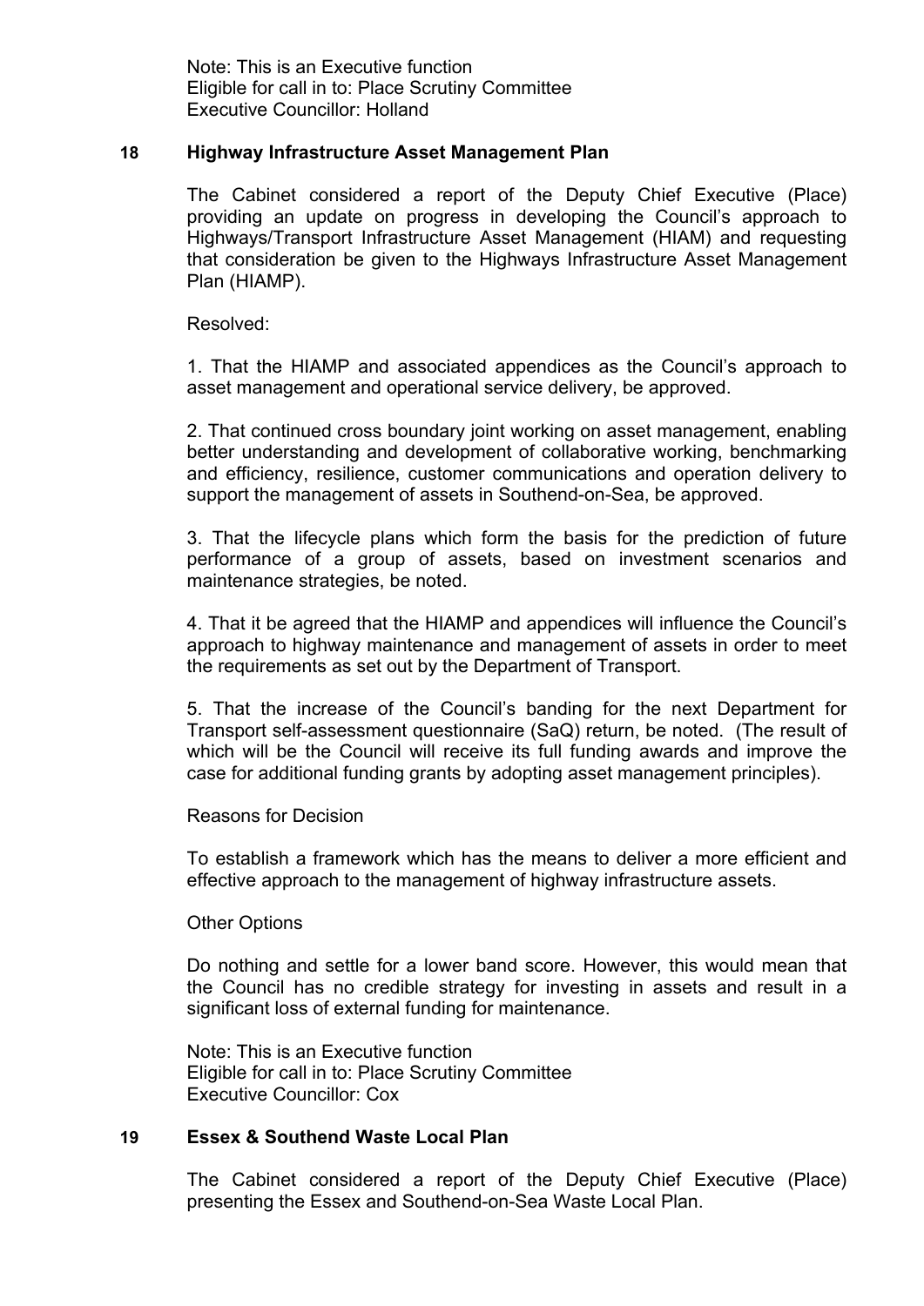Note: This is an Executive function
Eligible for call in to: Place Scrutiny Committee
Executive Councillor: Holland

## 18 Highway Infrastructure Asset Management Plan

The Cabinet considered a report of the Deputy Chief Executive (Place) providing an update on progress in developing the Council's approach to Highways/Transport Infrastructure Asset Management (HIAM) and requesting that consideration be given to the Highways Infrastructure Asset Management Plan (HIAMP).

Resolved:

1. That the HIAMP and associated appendices as the Council's approach to asset management and operational service delivery, be approved.

2. That continued cross boundary joint working on asset management, enabling better understanding and development of collaborative working, benchmarking and efficiency, resilience, customer communications and operation delivery to support the management of assets in Southend-on-Sea, be approved.

3. That the lifecycle plans which form the basis for the prediction of future performance of a group of assets, based on investment scenarios and maintenance strategies, be noted.

4. That it be agreed that the HIAMP and appendices will influence the Council's approach to highway maintenance and management of assets in order to meet the requirements as set out by the Department of Transport.

5. That the increase of the Council's banding for the next Department for Transport self-assessment questionnaire (SaQ) return, be noted. (The result of which will be the Council will receive its full funding awards and improve the case for additional funding grants by adopting asset management principles).

Reasons for Decision

To establish a framework which has the means to deliver a more efficient and effective approach to the management of highway infrastructure assets.

Other Options

Do nothing and settle for a lower band score. However, this would mean that the Council has no credible strategy for investing in assets and result in a significant loss of external funding for maintenance.

Note: This is an Executive function
Eligible for call in to: Place Scrutiny Committee
Executive Councillor: Cox

## 19 Essex & Southend Waste Local Plan

The Cabinet considered a report of the Deputy Chief Executive (Place) presenting the Essex and Southend-on-Sea Waste Local Plan.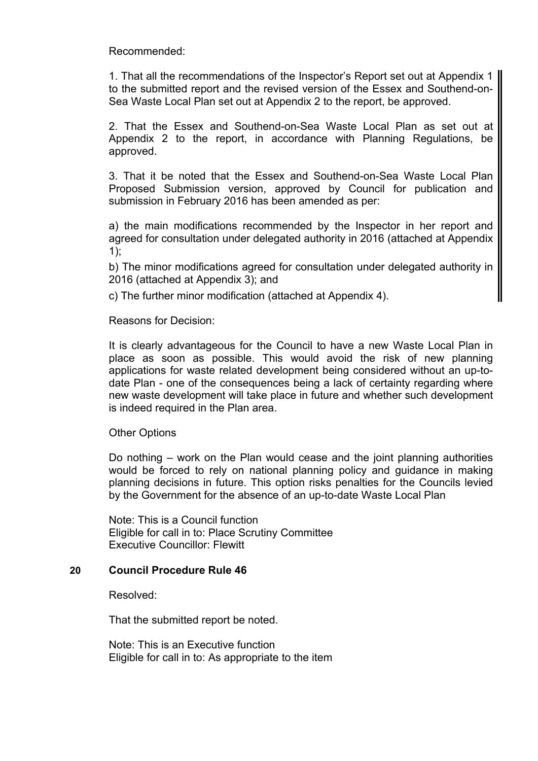Recommended:

1. That all the recommendations of the Inspector's Report set out at Appendix 1 to the submitted report and the revised version of the Essex and Southend-on-Sea Waste Local Plan set out at Appendix 2 to the report, be approved.

2. That the Essex and Southend-on-Sea Waste Local Plan as set out at Appendix 2 to the report, in accordance with Planning Regulations, be approved.

3. That it be noted that the Essex and Southend-on-Sea Waste Local Plan Proposed Submission version, approved by Council for publication and submission in February 2016 has been amended as per:

a) the main modifications recommended by the Inspector in her report and agreed for consultation under delegated authority in 2016 (attached at Appendix 1);

b) The minor modifications agreed for consultation under delegated authority in 2016 (attached at Appendix 3); and

c) The further minor modification (attached at Appendix 4).

Reasons for Decision:

It is clearly advantageous for the Council to have a new Waste Local Plan in place as soon as possible. This would avoid the risk of new planning applications for waste related development being considered without an up-to-date Plan - one of the consequences being a lack of certainty regarding where new waste development will take place in future and whether such development is indeed required in the Plan area.

Other Options

Do nothing – work on the Plan would cease and the joint planning authorities would be forced to rely on national planning policy and guidance in making planning decisions in future. This option risks penalties for the Councils levied by the Government for the absence of an up-to-date Waste Local Plan

Note: This is a Council function
Eligible for call in to: Place Scrutiny Committee
Executive Councillor: Flewitt

## 20 Council Procedure Rule 46

Resolved:

That the submitted report be noted.

Note: This is an Executive function
Eligible for call in to: As appropriate to the item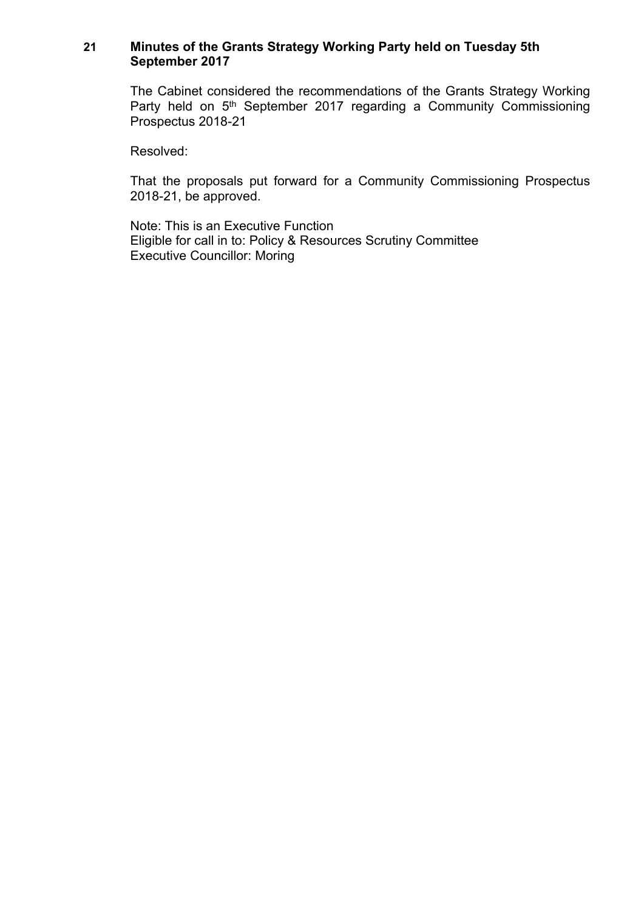## 21 Minutes of the Grants Strategy Working Party held on Tuesday 5th September 2017

The Cabinet considered the recommendations of the Grants Strategy Working Party held on 5th September 2017 regarding a Community Commissioning Prospectus 2018-21

Resolved:

That the proposals put forward for a Community Commissioning Prospectus 2018-21, be approved.

Note: This is an Executive Function
Eligible for call in to: Policy & Resources Scrutiny Committee
Executive Councillor: Moring